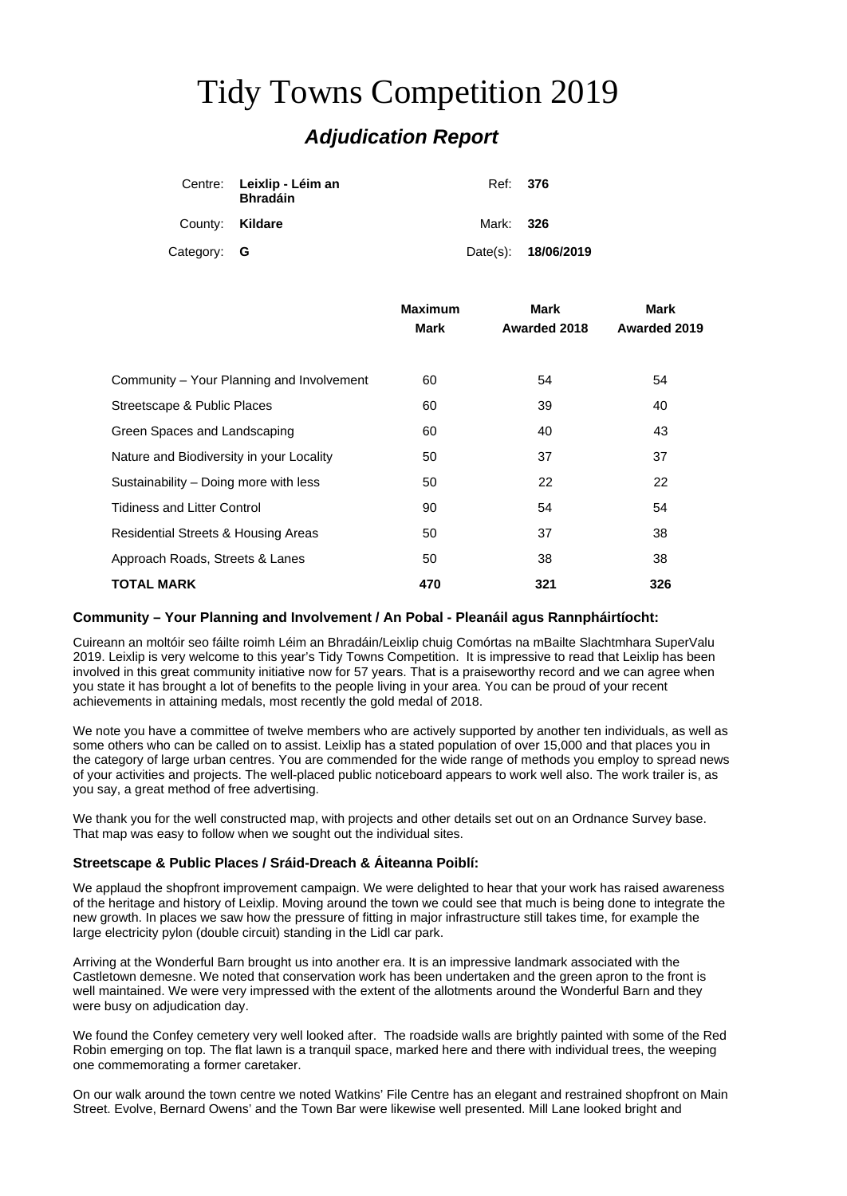# Tidy Towns Competition 2019

## *Adjudication Report*

| | | | |
|---|---|---|---|
| Centre: | **Leixlip - Léim an Bhradáin** | Ref: | **376** |
| County: | **Kildare** | Mark: | **326** |
| Category: | **G** | Date(s): | **18/06/2019** |

| | Maximum Mark | Mark Awarded 2018 | Mark Awarded 2019 |
|---|---|---|---|
| Community – Your Planning and Involvement | 60 | 54 | 54 |
| Streetscape & Public Places | 60 | 39 | 40 |
| Green Spaces and Landscaping | 60 | 40 | 43 |
| Nature and Biodiversity in your Locality | 50 | 37 | 37 |
| Sustainability – Doing more with less | 50 | 22 | 22 |
| Tidiness and Litter Control | 90 | 54 | 54 |
| Residential Streets & Housing Areas | 50 | 37 | 38 |
| Approach Roads, Streets & Lanes | 50 | 38 | 38 |
| **TOTAL MARK** | **470** | **321** | **326** |

### Community – Your Planning and Involvement / An Pobal - Pleanáil agus Rannpháirtíocht:

Cuireann an moltóir seo fáilte roimh Léim an Bhradáin/Leixlip chuig Comórtas na mBailte Slachtmhara SuperValu 2019. Leixlip is very welcome to this year's Tidy Towns Competition. It is impressive to read that Leixlip has been involved in this great community initiative now for 57 years. That is a praiseworthy record and we can agree when you state it has brought a lot of benefits to the people living in your area. You can be proud of your recent achievements in attaining medals, most recently the gold medal of 2018.

We note you have a committee of twelve members who are actively supported by another ten individuals, as well as some others who can be called on to assist. Leixlip has a stated population of over 15,000 and that places you in the category of large urban centres. You are commended for the wide range of methods you employ to spread news of your activities and projects. The well-placed public noticeboard appears to work well also. The work trailer is, as you say, a great method of free advertising.

We thank you for the well constructed map, with projects and other details set out on an Ordnance Survey base. That map was easy to follow when we sought out the individual sites.

### Streetscape & Public Places / Sráid-Dreach & Áiteanna Poiblí:

We applaud the shopfront improvement campaign. We were delighted to hear that your work has raised awareness of the heritage and history of Leixlip. Moving around the town we could see that much is being done to integrate the new growth. In places we saw how the pressure of fitting in major infrastructure still takes time, for example the large electricity pylon (double circuit) standing in the Lidl car park.

Arriving at the Wonderful Barn brought us into another era. It is an impressive landmark associated with the Castletown demesne. We noted that conservation work has been undertaken and the green apron to the front is well maintained. We were very impressed with the extent of the allotments around the Wonderful Barn and they were busy on adjudication day.

We found the Confey cemetery very well looked after. The roadside walls are brightly painted with some of the Red Robin emerging on top. The flat lawn is a tranquil space, marked here and there with individual trees, the weeping one commemorating a former caretaker.

On our walk around the town centre we noted Watkins' File Centre has an elegant and restrained shopfront on Main Street. Evolve, Bernard Owens' and the Town Bar were likewise well presented. Mill Lane looked bright and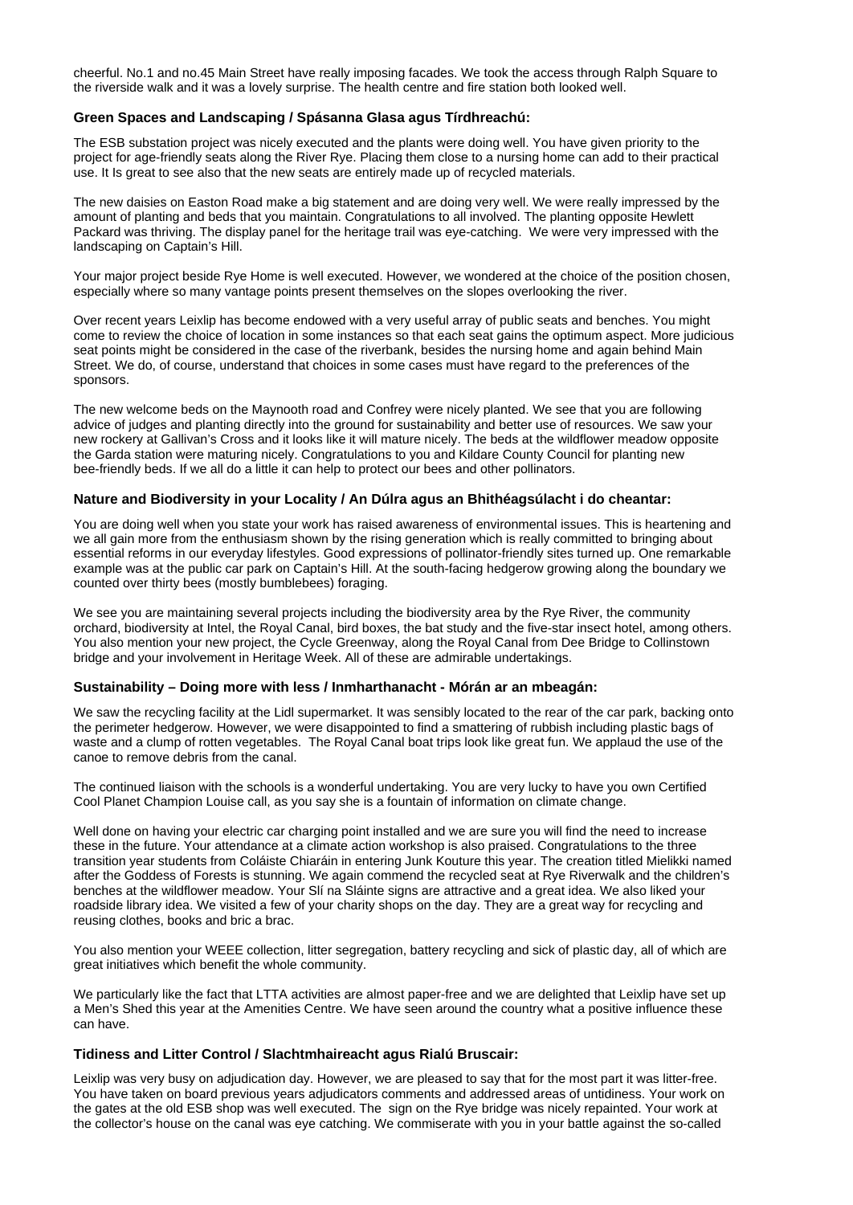cheerful. No.1 and no.45 Main Street have really imposing facades. We took the access through Ralph Square to the riverside walk and it was a lovely surprise. The health centre and fire station both looked well.

**Green Spaces and Landscaping / Spásanna Glasa agus Tírdhreachú:**

The ESB substation project was nicely executed and the plants were doing well. You have given priority to the project for age-friendly seats along the River Rye. Placing them close to a nursing home can add to their practical use. It Is great to see also that the new seats are entirely made up of recycled materials.

The new daisies on Easton Road make a big statement and are doing very well. We were really impressed by the amount of planting and beds that you maintain. Congratulations to all involved. The planting opposite Hewlett Packard was thriving. The display panel for the heritage trail was eye-catching. We were very impressed with the landscaping on Captain's Hill.

Your major project beside Rye Home is well executed. However, we wondered at the choice of the position chosen, especially where so many vantage points present themselves on the slopes overlooking the river.

Over recent years Leixlip has become endowed with a very useful array of public seats and benches. You might come to review the choice of location in some instances so that each seat gains the optimum aspect. More judicious seat points might be considered in the case of the riverbank, besides the nursing home and again behind Main Street. We do, of course, understand that choices in some cases must have regard to the preferences of the sponsors.

The new welcome beds on the Maynooth road and Confrey were nicely planted. We see that you are following advice of judges and planting directly into the ground for sustainability and better use of resources. We saw your new rockery at Gallivan's Cross and it looks like it will mature nicely. The beds at the wildflower meadow opposite the Garda station were maturing nicely. Congratulations to you and Kildare County Council for planting new bee-friendly beds. If we all do a little it can help to protect our bees and other pollinators.

**Nature and Biodiversity in your Locality / An Dúlra agus an Bhithéagsúlacht i do cheantar:**

You are doing well when you state your work has raised awareness of environmental issues. This is heartening and we all gain more from the enthusiasm shown by the rising generation which is really committed to bringing about essential reforms in our everyday lifestyles. Good expressions of pollinator-friendly sites turned up. One remarkable example was at the public car park on Captain's Hill. At the south-facing hedgerow growing along the boundary we counted over thirty bees (mostly bumblebees) foraging.

We see you are maintaining several projects including the biodiversity area by the Rye River, the community orchard, biodiversity at Intel, the Royal Canal, bird boxes, the bat study and the five-star insect hotel, among others. You also mention your new project, the Cycle Greenway, along the Royal Canal from Dee Bridge to Collinstown bridge and your involvement in Heritage Week. All of these are admirable undertakings.

**Sustainability – Doing more with less / Inmharthanacht - Mórán ar an mbeagán:**

We saw the recycling facility at the Lidl supermarket. It was sensibly located to the rear of the car park, backing onto the perimeter hedgerow. However, we were disappointed to find a smattering of rubbish including plastic bags of waste and a clump of rotten vegetables. The Royal Canal boat trips look like great fun. We applaud the use of the canoe to remove debris from the canal.

The continued liaison with the schools is a wonderful undertaking. You are very lucky to have you own Certified Cool Planet Champion Louise call, as you say she is a fountain of information on climate change.

Well done on having your electric car charging point installed and we are sure you will find the need to increase these in the future. Your attendance at a climate action workshop is also praised. Congratulations to the three transition year students from Coláiste Chiaráin in entering Junk Kouture this year. The creation titled Mielikki named after the Goddess of Forests is stunning. We again commend the recycled seat at Rye Riverwalk and the children's benches at the wildflower meadow. Your Slí na Sláinte signs are attractive and a great idea. We also liked your roadside library idea. We visited a few of your charity shops on the day. They are a great way for recycling and reusing clothes, books and bric a brac.

You also mention your WEEE collection, litter segregation, battery recycling and sick of plastic day, all of which are great initiatives which benefit the whole community.

We particularly like the fact that LTTA activities are almost paper-free and we are delighted that Leixlip have set up a Men's Shed this year at the Amenities Centre. We have seen around the country what a positive influence these can have.

**Tidiness and Litter Control / Slachtmhaireacht agus Rialú Bruscair:**

Leixlip was very busy on adjudication day. However, we are pleased to say that for the most part it was litter-free. You have taken on board previous years adjudicators comments and addressed areas of untidiness. Your work on the gates at the old ESB shop was well executed. The sign on the Rye bridge was nicely repainted. Your work at the collector's house on the canal was eye catching. We commiserate with you in your battle against the so-called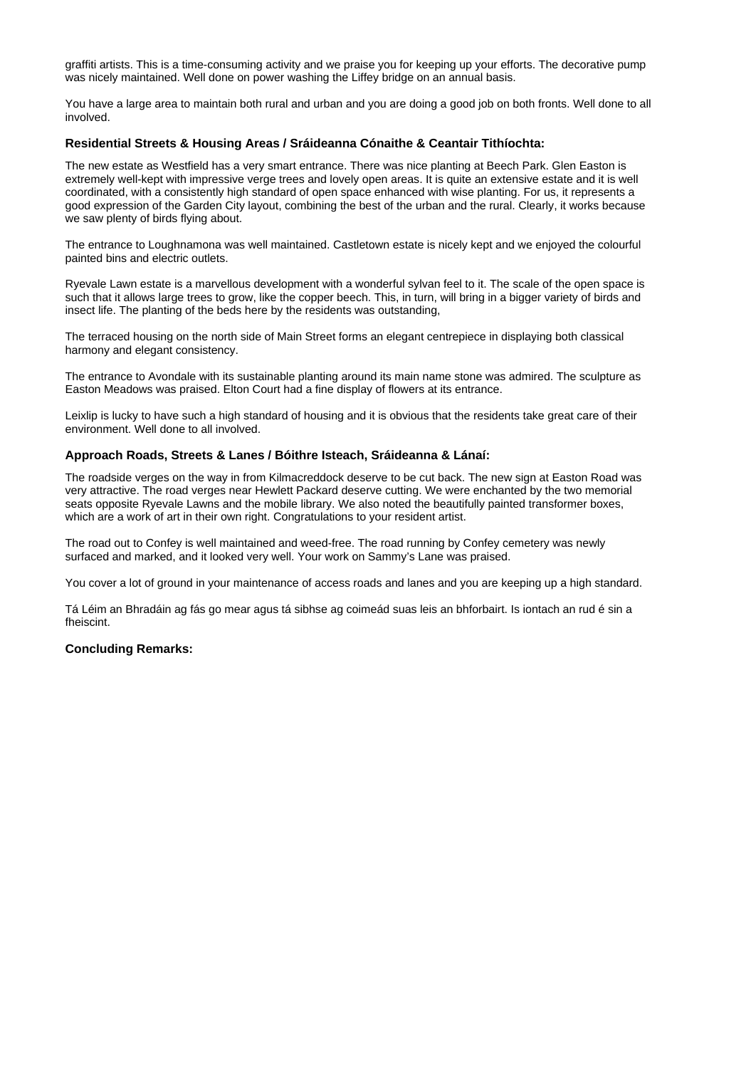graffiti artists. This is a time-consuming activity and we praise you for keeping up your efforts. The decorative pump was nicely maintained. Well done on power washing the Liffey bridge on an annual basis.

You have a large area to maintain both rural and urban and you are doing a good job on both fronts. Well done to all involved.

**Residential Streets & Housing Areas / Sráideanna Cónaithe & Ceantair Tithíochta:**

The new estate as Westfield has a very smart entrance. There was nice planting at Beech Park. Glen Easton is extremely well-kept with impressive verge trees and lovely open areas. It is quite an extensive estate and it is well coordinated, with a consistently high standard of open space enhanced with wise planting. For us, it represents a good expression of the Garden City layout, combining the best of the urban and the rural. Clearly, it works because we saw plenty of birds flying about.

The entrance to Loughnamona was well maintained. Castletown estate is nicely kept and we enjoyed the colourful painted bins and electric outlets.

Ryevale Lawn estate is a marvellous development with a wonderful sylvan feel to it. The scale of the open space is such that it allows large trees to grow, like the copper beech. This, in turn, will bring in a bigger variety of birds and insect life. The planting of the beds here by the residents was outstanding,

The terraced housing on the north side of Main Street forms an elegant centrepiece in displaying both classical harmony and elegant consistency.

The entrance to Avondale with its sustainable planting around its main name stone was admired. The sculpture as Easton Meadows was praised. Elton Court had a fine display of flowers at its entrance.

Leixlip is lucky to have such a high standard of housing and it is obvious that the residents take great care of their environment. Well done to all involved.

**Approach Roads, Streets & Lanes / Bóithre Isteach, Sráideanna & Lánaí:**

The roadside verges on the way in from Kilmacreddock deserve to be cut back. The new sign at Easton Road was very attractive. The road verges near Hewlett Packard deserve cutting. We were enchanted by the two memorial seats opposite Ryevale Lawns and the mobile library. We also noted the beautifully painted transformer boxes, which are a work of art in their own right. Congratulations to your resident artist.

The road out to Confey is well maintained and weed-free. The road running by Confey cemetery was newly surfaced and marked, and it looked very well. Your work on Sammy's Lane was praised.

You cover a lot of ground in your maintenance of access roads and lanes and you are keeping up a high standard.

Tá Léim an Bhradáin ag fás go mear agus tá sibhse ag coimeád suas leis an bhforbairt. Is iontach an rud é sin a fheiscint.

**Concluding Remarks:**